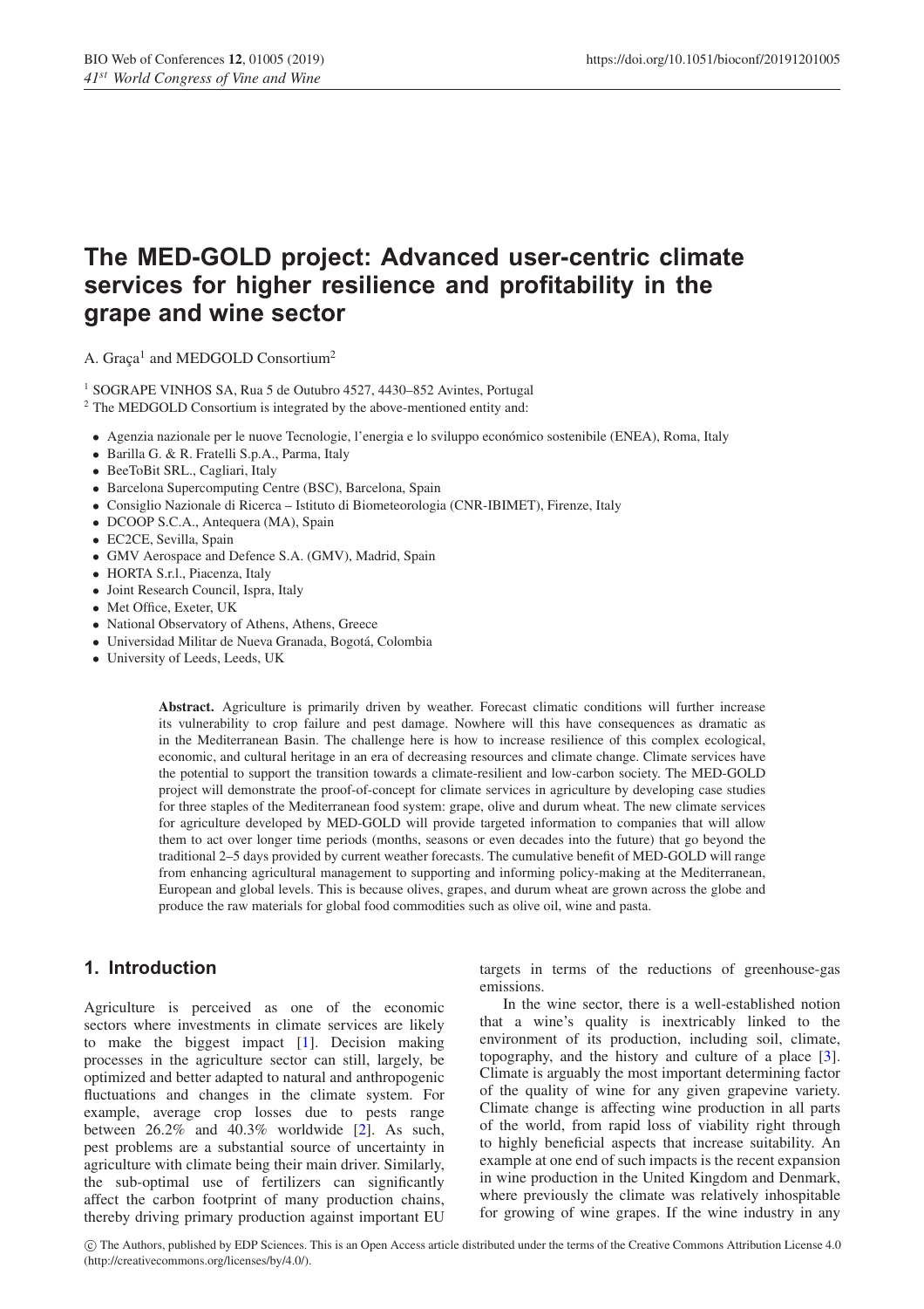# The MED-GOLD project: Advanced user-centric climate services for higher resilience and profitability in the grape and wine sector

A. Graça[1] and MEDGOLD Consortium[2]

[1] SOGRAPE VINHOS SA, Rua 5 de Outubro 4527, 4430–852 Avintes, Portugal

[2] The MEDGOLD Consortium is integrated by the above-mentioned entity and:

- Agenzia nazionale per le nuove Tecnologie, l'energia e lo sviluppo económico sostenibile (ENEA), Roma, Italy
- Barilla G. & R. Fratelli S.p.A., Parma, Italy
- BeeToBit SRL., Cagliari, Italy
- Barcelona Supercomputing Centre (BSC), Barcelona, Spain
- Consiglio Nazionale di Ricerca – Istituto di Biometeorologia (CNR-IBIMET), Firenze, Italy
- DCOOP S.C.A., Antequera (MA), Spain
- EC2CE, Sevilla, Spain
- GMV Aerospace and Defence S.A. (GMV), Madrid, Spain
- HORTA S.r.l., Piacenza, Italy
- Joint Research Council, Ispra, Italy
- Met Office, Exeter, UK
- National Observatory of Athens, Athens, Greece
- Universidad Militar de Nueva Granada, Bogotá, Colombia
- University of Leeds, Leeds, UK

**Abstract.** Agriculture is primarily driven by weather. Forecast climatic conditions will further increase its vulnerability to crop failure and pest damage. Nowhere will this have consequences as dramatic as in the Mediterranean Basin. The challenge here is how to increase resilience of this complex ecological, economic, and cultural heritage in an era of decreasing resources and climate change. Climate services have the potential to support the transition towards a climate-resilient and low-carbon society. The MED-GOLD project will demonstrate the proof-of-concept for climate services in agriculture by developing case studies for three staples of the Mediterranean food system: grape, olive and durum wheat. The new climate services for agriculture developed by MED-GOLD will provide targeted information to companies that will allow them to act over longer time periods (months, seasons or even decades into the future) that go beyond the traditional 2–5 days provided by current weather forecasts. The cumulative benefit of MED-GOLD will range from enhancing agricultural management to supporting and informing policy-making at the Mediterranean, European and global levels. This is because olives, grapes, and durum wheat are grown across the globe and produce the raw materials for global food commodities such as olive oil, wine and pasta.

## 1. Introduction

Agriculture is perceived as one of the economic sectors where investments in climate services are likely to make the biggest impact [1]. Decision making processes in the agriculture sector can still, largely, be optimized and better adapted to natural and anthropogenic fluctuations and changes in the climate system. For example, average crop losses due to pests range between 26.2% and 40.3% worldwide [2]. As such, pest problems are a substantial source of uncertainty in agriculture with climate being their main driver. Similarly, the sub-optimal use of fertilizers can significantly affect the carbon footprint of many production chains, thereby driving primary production against important EU targets in terms of the reductions of greenhouse-gas emissions.

In the wine sector, there is a well-established notion that a wine's quality is inextricably linked to the environment of its production, including soil, climate, topography, and the history and culture of a place [3]. Climate is arguably the most important determining factor of the quality of wine for any given grapevine variety. Climate change is affecting wine production in all parts of the world, from rapid loss of viability right through to highly beneficial aspects that increase suitability. An example at one end of such impacts is the recent expansion in wine production in the United Kingdom and Denmark, where previously the climate was relatively inhospitable for growing of wine grapes. If the wine industry in any

© The Authors, published by EDP Sciences. This is an Open Access article distributed under the terms of the Creative Commons Attribution License 4.0 (http://creativecommons.org/licenses/by/4.0/).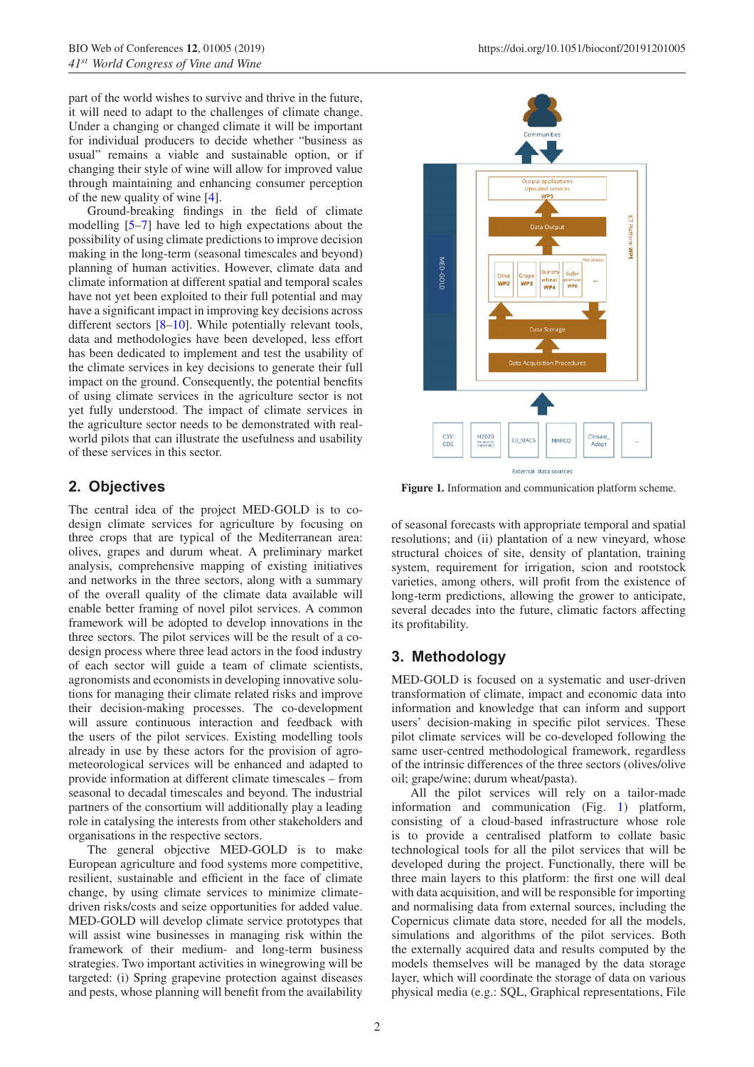part of the world wishes to survive and thrive in the future, it will need to adapt to the challenges of climate change. Under a changing or changed climate it will be important for individual producers to decide whether "business as usual" remains a viable and sustainable option, or if changing their style of wine will allow for improved value through maintaining and enhancing consumer perception of the new quality of wine [4].

Ground-breaking findings in the field of climate modelling [5–7] have led to high expectations about the possibility of using climate predictions to improve decision making in the long-term (seasonal timescales and beyond) planning of human activities. However, climate data and climate information at different spatial and temporal scales have not yet been exploited to their full potential and may have a significant impact in improving key decisions across different sectors [8–10]. While potentially relevant tools, data and methodologies have been developed, less effort has been dedicated to implement and test the usability of the climate services in key decisions to generate their full impact on the ground. Consequently, the potential benefits of using climate services in the agriculture sector is not yet fully understood. The impact of climate services in the agriculture sector needs to be demonstrated with real-world pilots that can illustrate the usefulness and usability of these services in this sector.

## 2. Objectives

The central idea of the project MED-GOLD is to co-design climate services for agriculture by focusing on three crops that are typical of the Mediterranean area: olives, grapes and durum wheat. A preliminary market analysis, comprehensive mapping of existing initiatives and networks in the three sectors, along with a summary of the overall quality of the climate data available will enable better framing of novel pilot services. A common framework will be adopted to develop innovations in the three sectors. The pilot services will be the result of a co-design process where three lead actors in the food industry of each sector will guide a team of climate scientists, agronomists and economists in developing innovative solutions for managing their climate related risks and improve their decision-making processes. The co-development will assure continuous interaction and feedback with the users of the pilot services. Existing modelling tools already in use by these actors for the provision of agro-meteorological services will be enhanced and adapted to provide information at different climate timescales – from seasonal to decadal timescales and beyond. The industrial partners of the consortium will additionally play a leading role in catalysing the interests from other stakeholders and organisations in the respective sectors.

The general objective MED-GOLD is to make European agriculture and food systems more competitive, resilient, sustainable and efficient in the face of climate change, by using climate services to minimize climate-driven risks/costs and seize opportunities for added value. MED-GOLD will develop climate service prototypes that will assist wine businesses in managing risk within the framework of their medium- and long-term business strategies. Two important activities in winegrowing will be targeted: (i) Spring grapevine protection against diseases and pests, whose planning will benefit from the availability of seasonal forecasts with appropriate temporal and spatial resolutions; and (ii) plantation of a new vineyard, whose structural choices of site, density of plantation, training system, requirement for irrigation, scion and rootstock varieties, among others, will profit from the existence of long-term predictions, allowing the grower to anticipate, several decades into the future, climatic factors affecting its profitability.

Communities

Output applications
Upscaled services
WP5

Data Output

Olive WP2
Grape WP3
Durum wheat WP4
Coffee WP6
...

Pilot Services

Data Storage

Data Acquisition Procedures

MED-GOLD

ICT Platform WP1

C3S' CDS
H2020
EU_MACS
MARCO
Climate_Adapt
...

External data sources

**Figure 1.** Information and communication platform scheme.

## 3. Methodology

MED-GOLD is focused on a systematic and user-driven transformation of climate, impact and economic data into information and knowledge that can inform and support users' decision-making in specific pilot services. These pilot climate services will be co-developed following the same user-centred methodological framework, regardless of the intrinsic differences of the three sectors (olives/olive oil; grape/wine; durum wheat/pasta).

All the pilot services will rely on a tailor-made information and communication (Fig. 1) platform, consisting of a cloud-based infrastructure whose role is to provide a centralised platform to collate basic technological tools for all the pilot services that will be developed during the project. Functionally, there will be three main layers to this platform: the first one will deal with data acquisition, and will be responsible for importing and normalising data from external sources, including the Copernicus climate data store, needed for all the models, simulations and algorithms of the pilot services. Both the externally acquired data and results computed by the models themselves will be managed by the data storage layer, which will coordinate the storage of data on various physical media (e.g.: SQL, Graphical representations, File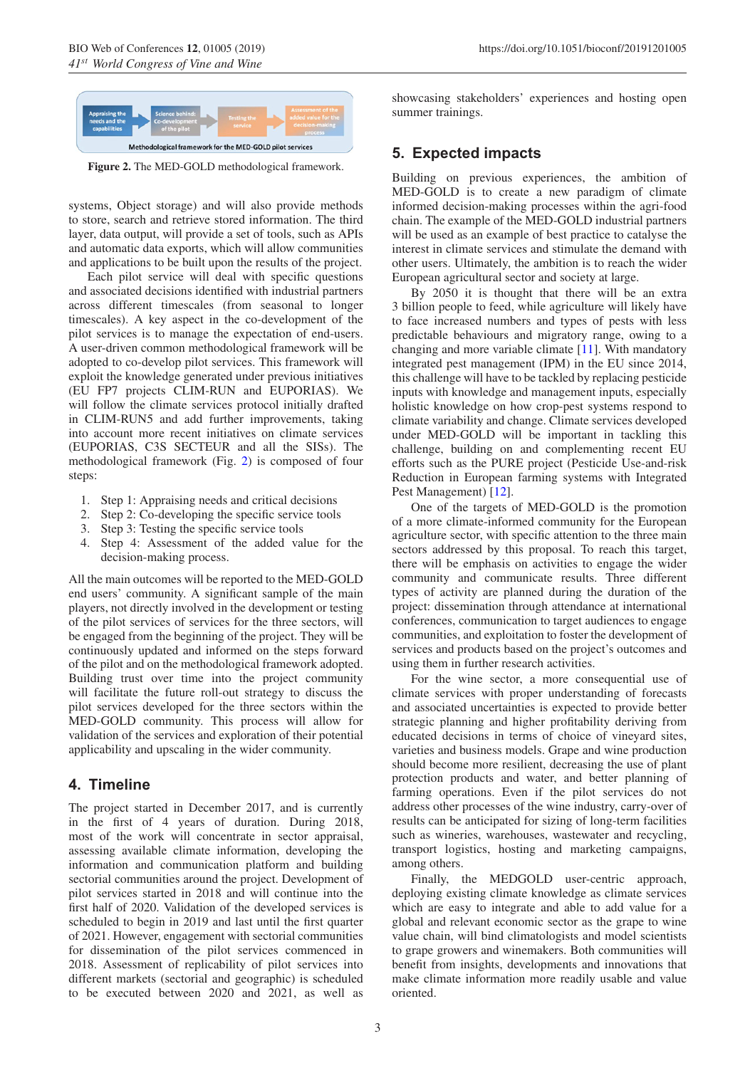Figure 2. The MED-GOLD methodological framework.

systems, Object storage) and will also provide methods to store, search and retrieve stored information. The third layer, data output, will provide a set of tools, such as APIs and automatic data exports, which will allow communities and applications to be built upon the results of the project.

Each pilot service will deal with specific questions and associated decisions identified with industrial partners across different timescales (from seasonal to longer timescales). A key aspect in the co-development of the pilot services is to manage the expectation of end-users. A user-driven common methodological framework will be adopted to co-develop pilot services. This framework will exploit the knowledge generated under previous initiatives (EU FP7 projects CLIM-RUN and EUPORIAS). We will follow the climate services protocol initially drafted in CLIM-RUN5 and add further improvements, taking into account more recent initiatives on climate services (EUPORIAS, C3S SECTEUR and all the SISs). The methodological framework (Fig. 2) is composed of four steps:

1. Step 1: Appraising needs and critical decisions
2. Step 2: Co-developing the specific service tools
3. Step 3: Testing the specific service tools
4. Step 4: Assessment of the added value for the decision-making process.

All the main outcomes will be reported to the MED-GOLD end users' community. A significant sample of the main players, not directly involved in the development or testing of the pilot services of services for the three sectors, will be engaged from the beginning of the project. They will be continuously updated and informed on the steps forward of the pilot and on the methodological framework adopted. Building trust over time into the project community will facilitate the future roll-out strategy to discuss the pilot services developed for the three sectors within the MED-GOLD community. This process will allow for validation of the services and exploration of their potential applicability and upscaling in the wider community.

## 4. Timeline

The project started in December 2017, and is currently in the first of 4 years of duration. During 2018, most of the work will concentrate in sector appraisal, assessing available climate information, developing the information and communication platform and building sectorial communities around the project. Development of pilot services started in 2018 and will continue into the first half of 2020. Validation of the developed services is scheduled to begin in 2019 and last until the first quarter of 2021. However, engagement with sectorial communities for dissemination of the pilot services commenced in 2018. Assessment of replicability of pilot services into different markets (sectorial and geographic) is scheduled to be executed between 2020 and 2021, as well as showcasing stakeholders' experiences and hosting open summer trainings.

## 5. Expected impacts

Building on previous experiences, the ambition of MED-GOLD is to create a new paradigm of climate informed decision-making processes within the agri-food chain. The example of the MED-GOLD industrial partners will be used as an example of best practice to catalyse the interest in climate services and stimulate the demand with other users. Ultimately, the ambition is to reach the wider European agricultural sector and society at large.

By 2050 it is thought that there will be an extra 3 billion people to feed, while agriculture will likely have to face increased numbers and types of pests with less predictable behaviours and migratory range, owing to a changing and more variable climate [11]. With mandatory integrated pest management (IPM) in the EU since 2014, this challenge will have to be tackled by replacing pesticide inputs with knowledge and management inputs, especially holistic knowledge on how crop-pest systems respond to climate variability and change. Climate services developed under MED-GOLD will be important in tackling this challenge, building on and complementing recent EU efforts such as the PURE project (Pesticide Use-and-risk Reduction in European farming systems with Integrated Pest Management) [12].

One of the targets of MED-GOLD is the promotion of a more climate-informed community for the European agriculture sector, with specific attention to the three main sectors addressed by this proposal. To reach this target, there will be emphasis on activities to engage the wider community and communicate results. Three different types of activity are planned during the duration of the project: dissemination through attendance at international conferences, communication to target audiences to engage communities, and exploitation to foster the development of services and products based on the project's outcomes and using them in further research activities.

For the wine sector, a more consequential use of climate services with proper understanding of forecasts and associated uncertainties is expected to provide better strategic planning and higher profitability deriving from educated decisions in terms of choice of vineyard sites, varieties and business models. Grape and wine production should become more resilient, decreasing the use of plant protection products and water, and better planning of farming operations. Even if the pilot services do not address other processes of the wine industry, carry-over of results can be anticipated for sizing of long-term facilities such as wineries, warehouses, wastewater and recycling, transport logistics, hosting and marketing campaigns, among others.

Finally, the MEDGOLD user-centric approach, deploying existing climate knowledge as climate services which are easy to integrate and able to add value for a global and relevant economic sector as the grape to wine value chain, will bind climatologists and model scientists to grape growers and winemakers. Both communities will benefit from insights, developments and innovations that make climate information more readily usable and value oriented.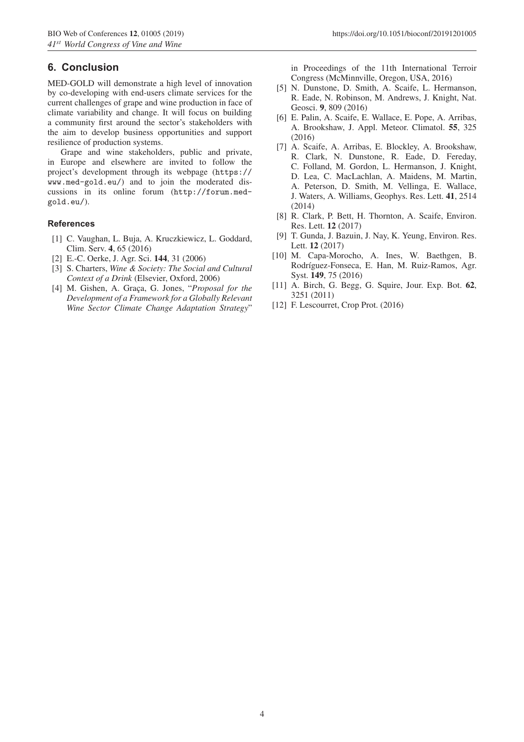## 6. Conclusion

MED-GOLD will demonstrate a high level of innovation by co-developing with end-users climate services for the current challenges of grape and wine production in face of climate variability and change. It will focus on building a community first around the sector's stakeholders with the aim to develop business opportunities and support resilience of production systems.

Grape and wine stakeholders, public and private, in Europe and elsewhere are invited to follow the project's development through its webpage (https://www.med-gold.eu/) and to join the moderated discussions in its online forum (http://forum.med-gold.eu/).

### References

[1] C. Vaughan, L. Buja, A. Kruczkiewicz, L. Goddard, Clim. Serv. **4**, 65 (2016)

[2] E.-C. Oerke, J. Agr. Sci. **144**, 31 (2006)

[3] S. Charters, *Wine & Society: The Social and Cultural Context of a Drink* (Elsevier, Oxford, 2006)

[4] M. Gishen, A. Graça, G. Jones, "*Proposal for the Development of a Framework for a Globally Relevant Wine Sector Climate Change Adaptation Strategy*" in Proceedings of the 11th International Terroir Congress (McMinnville, Oregon, USA, 2016)

[5] N. Dunstone, D. Smith, A. Scaife, L. Hermanson, R. Eade, N. Robinson, M. Andrews, J. Knight, Nat. Geosci. **9**, 809 (2016)

[6] E. Palin, A. Scaife, E. Wallace, E. Pope, A. Arribas, A. Brookshaw, J. Appl. Meteor. Climatol. **55**, 325 (2016)

[7] A. Scaife, A. Arribas, E. Blockley, A. Brookshaw, R. Clark, N. Dunstone, R. Eade, D. Fereday, C. Folland, M. Gordon, L. Hermanson, J. Knight, D. Lea, C. MacLachlan, A. Maidens, M. Martin, A. Peterson, D. Smith, M. Vellinga, E. Wallace, J. Waters, A. Williams, Geophys. Res. Lett. **41**, 2514 (2014)

[8] R. Clark, P. Bett, H. Thornton, A. Scaife, Environ. Res. Lett. **12** (2017)

[9] T. Gunda, J. Bazuin, J. Nay, K. Yeung, Environ. Res. Lett. **12** (2017)

[10] M. Capa-Morocho, A. Ines, W. Baethgen, B. Rodríguez-Fonseca, E. Han, M. Ruiz-Ramos, Agr. Syst. **149**, 75 (2016)

[11] A. Birch, G. Begg, G. Squire, Jour. Exp. Bot. **62**, 3251 (2011)

[12] F. Lescourret, Crop Prot. (2016)